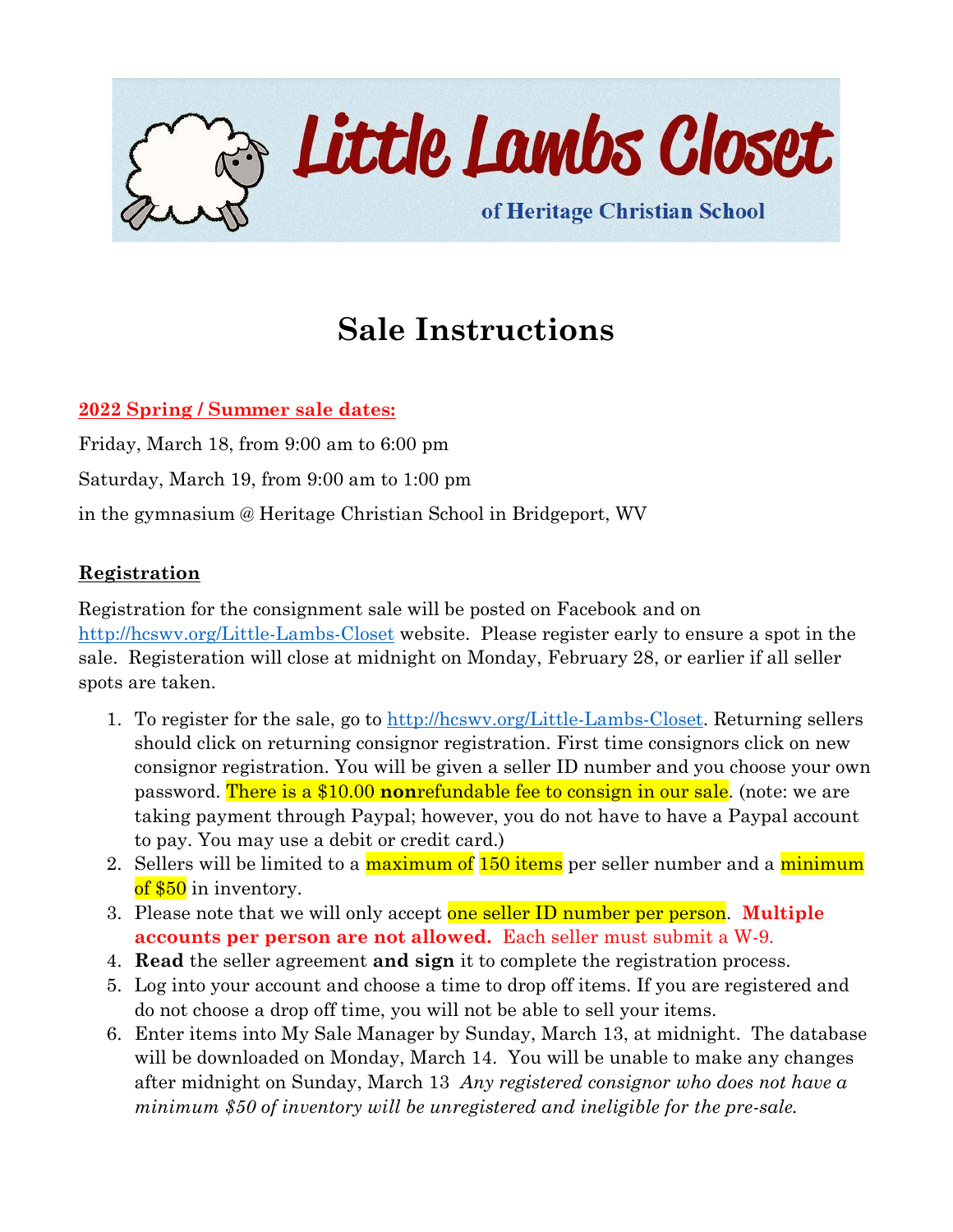# Little Lambs Closet

### of Heritage Christian School

# Sale Instructions

**2022 Spring / Summer sale dates:**

Friday, March 18, from 9:00 am to 6:00 pm

Saturday, March 19, from 9:00 am to 1:00 pm

in the gymnasium @ Heritage Christian School in Bridgeport, WV

## Registration

Registration for the consignment sale will be posted on Facebook and on http://hcswv.org/Little-Lambs-Closet website. Please register early to ensure a spot in the sale. Registeration will close at midnight on Monday, February 28, or earlier if all seller spots are taken.

1. To register for the sale, go to http://hcswv.org/Little-Lambs-Closet. Returning sellers should click on returning consignor registration. First time consignors click on new consignor registration. You will be given a seller ID number and you choose your own password. There is a $10.00 **non**refundable fee to consign in our sale. (note: we are taking payment through Paypal; however, you do not have to have a Paypal account to pay. You may use a debit or credit card.)
2. Sellers will be limited to a maximum of 150 items per seller number and a minimum of $50 in inventory.
3. Please note that we will only accept one seller ID number per person. **Multiple accounts per person are not allowed.** Each seller must submit a W-9.
4. **Read** the seller agreement **and sign** it to complete the registration process.
5. Log into your account and choose a time to drop off items. If you are registered and do not choose a drop off time, you will not be able to sell your items.
6. Enter items into My Sale Manager by Sunday, March 13, at midnight. The database will be downloaded on Monday, March 14. You will be unable to make any changes after midnight on Sunday, March 13 *Any registered consignor who does not have a minimum $50 of inventory will be unregistered and ineligible for the pre-sale.*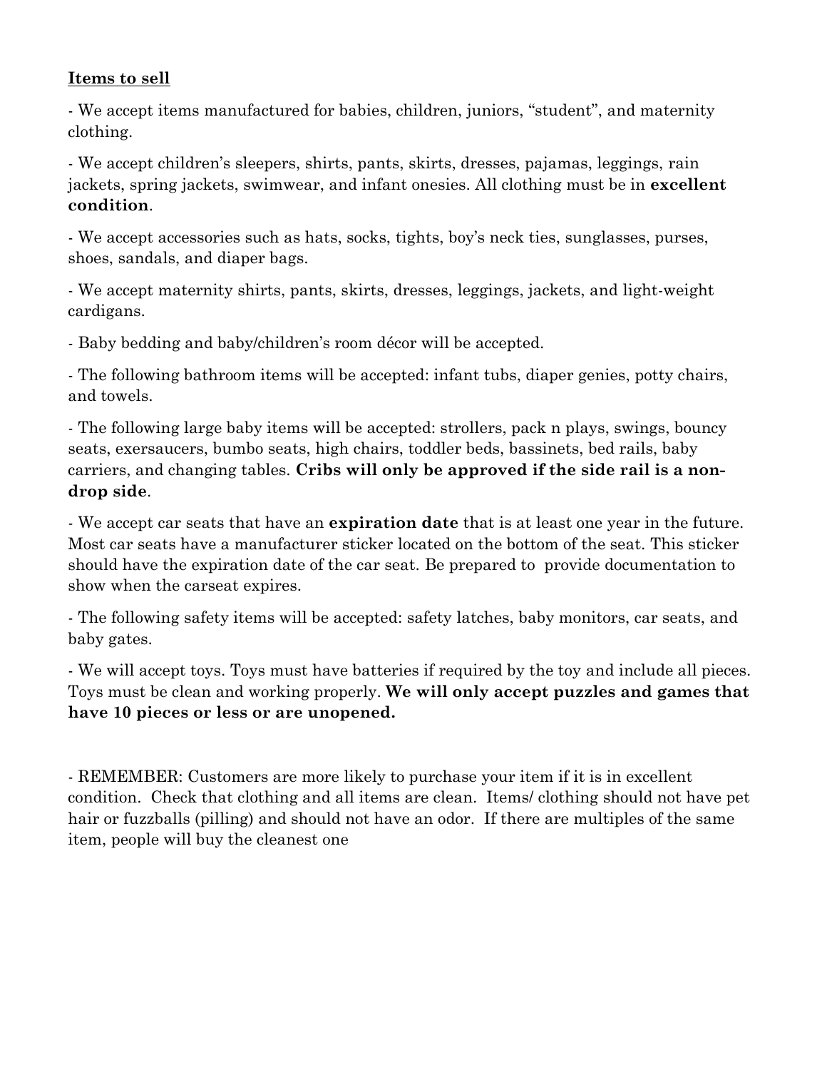**Items to sell**

- We accept items manufactured for babies, children, juniors, "student", and maternity clothing.

- We accept children's sleepers, shirts, pants, skirts, dresses, pajamas, leggings, rain jackets, spring jackets, swimwear, and infant onesies. All clothing must be in **excellent condition**.

- We accept accessories such as hats, socks, tights, boy's neck ties, sunglasses, purses, shoes, sandals, and diaper bags.

- We accept maternity shirts, pants, skirts, dresses, leggings, jackets, and light-weight cardigans.

- Baby bedding and baby/children's room décor will be accepted.

- The following bathroom items will be accepted: infant tubs, diaper genies, potty chairs, and towels.

- The following large baby items will be accepted: strollers, pack n plays, swings, bouncy seats, exersaucers, bumbo seats, high chairs, toddler beds, bassinets, bed rails, baby carriers, and changing tables. **Cribs will only be approved if the side rail is a non-drop side**.

- We accept car seats that have an **expiration date** that is at least one year in the future. Most car seats have a manufacturer sticker located on the bottom of the seat. This sticker should have the expiration date of the car seat. Be prepared to provide documentation to show when the carseat expires.

- The following safety items will be accepted: safety latches, baby monitors, car seats, and baby gates.

- We will accept toys. Toys must have batteries if required by the toy and include all pieces. Toys must be clean and working properly. **We will only accept puzzles and games that have 10 pieces or less or are unopened.**

- REMEMBER: Customers are more likely to purchase your item if it is in excellent condition. Check that clothing and all items are clean. Items/ clothing should not have pet hair or fuzzballs (pilling) and should not have an odor. If there are multiples of the same item, people will buy the cleanest one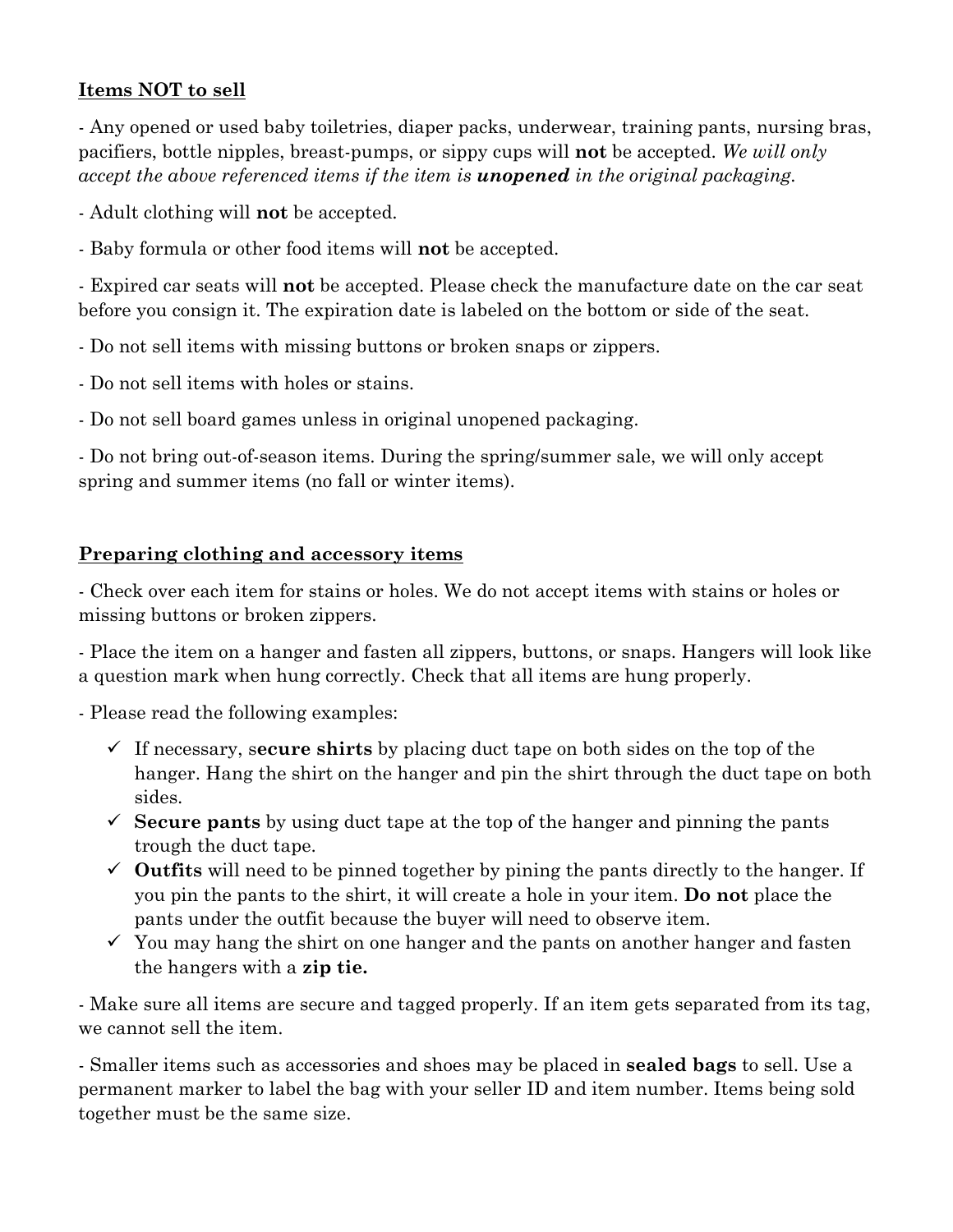**<u>Items NOT to sell</u>**

- Any opened or used baby toiletries, diaper packs, underwear, training pants, nursing bras, pacifiers, bottle nipples, breast-pumps, or sippy cups will **not** be accepted. *We will only accept the above referenced items if the item is **unopened** in the original packaging.*

- Adult clothing will **not** be accepted.

- Baby formula or other food items will **not** be accepted.

- Expired car seats will **not** be accepted. Please check the manufacture date on the car seat before you consign it. The expiration date is labeled on the bottom or side of the seat.

- Do not sell items with missing buttons or broken snaps or zippers.

- Do not sell items with holes or stains.

- Do not sell board games unless in original unopened packaging.

- Do not bring out-of-season items. During the spring/summer sale, we will only accept spring and summer items (no fall or winter items).

**<u>Preparing clothing and accessory items</u>**

- Check over each item for stains or holes. We do not accept items with stains or holes or missing buttons or broken zippers.

- Place the item on a hanger and fasten all zippers, buttons, or snaps. Hangers will look like a question mark when hung correctly. Check that all items are hung properly.

- Please read the following examples:

- ✓ If necessary, s**ecure shirts** by placing duct tape on both sides on the top of the hanger. Hang the shirt on the hanger and pin the shirt through the duct tape on both sides.
- ✓ **Secure pants** by using duct tape at the top of the hanger and pinning the pants trough the duct tape.
- ✓ **Outfits** will need to be pinned together by pining the pants directly to the hanger. If you pin the pants to the shirt, it will create a hole in your item. **Do not** place the pants under the outfit because the buyer will need to observe item.
- ✓ You may hang the shirt on one hanger and the pants on another hanger and fasten the hangers with a **zip tie.**

- Make sure all items are secure and tagged properly. If an item gets separated from its tag, we cannot sell the item.

- Smaller items such as accessories and shoes may be placed in **sealed bags** to sell. Use a permanent marker to label the bag with your seller ID and item number. Items being sold together must be the same size.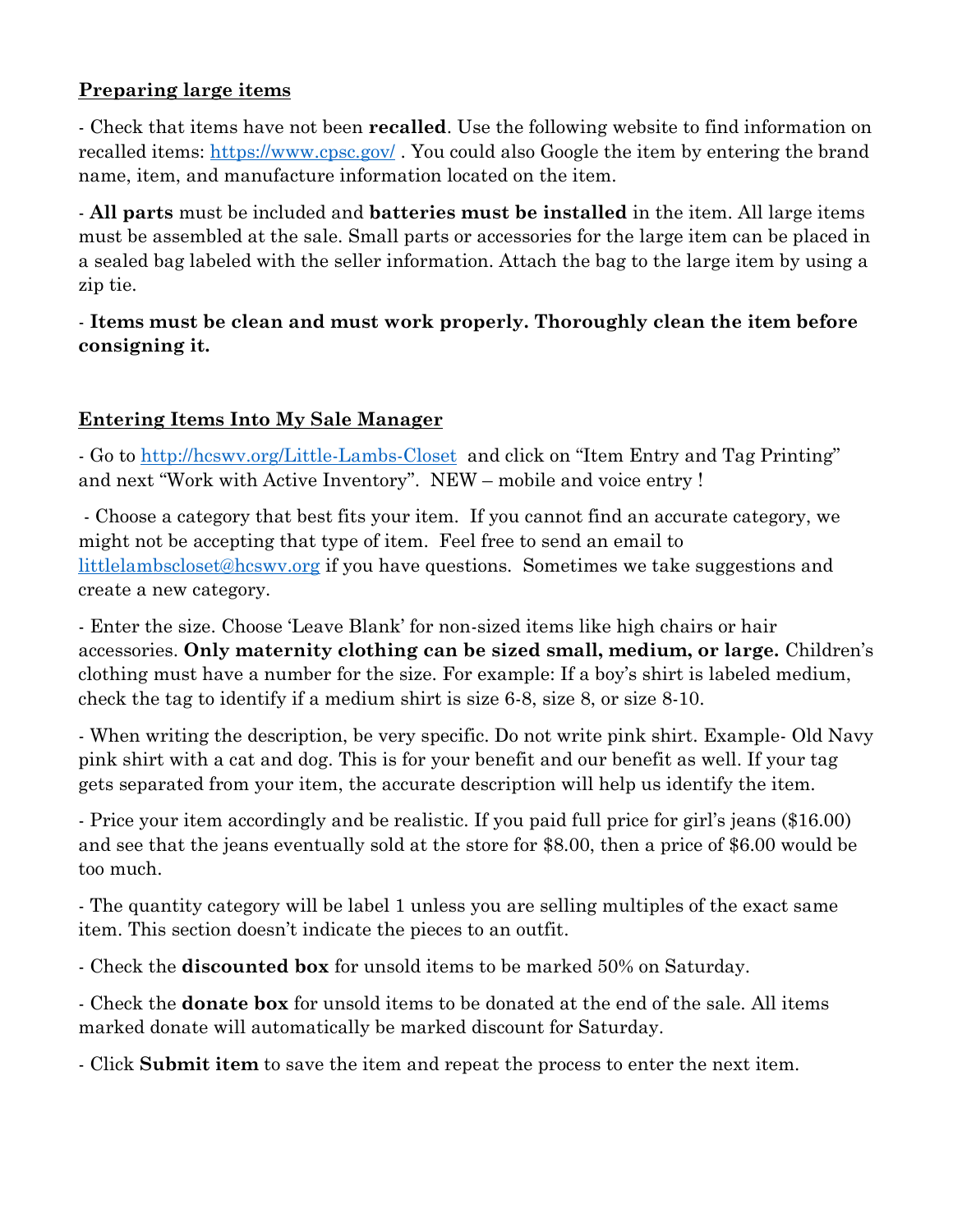## Preparing large items

- Check that items have not been **recalled**. Use the following website to find information on recalled items: [https://www.cpsc.gov/](https://www.cpsc.gov/) . You could also Google the item by entering the brand name, item, and manufacture information located on the item.

- **All parts** must be included and **batteries must be installed** in the item. All large items must be assembled at the sale. Small parts or accessories for the large item can be placed in a sealed bag labeled with the seller information. Attach the bag to the large item by using a zip tie.

- **Items must be clean and must work properly. Thoroughly clean the item before consigning it.**

## Entering Items Into My Sale Manager

- Go to [http://hcswv.org/Little-Lambs-Closet](http://hcswv.org/Little-Lambs-Closet) and click on "Item Entry and Tag Printing" and next "Work with Active Inventory". NEW – mobile and voice entry !

- Choose a category that best fits your item. If you cannot find an accurate category, we might not be accepting that type of item. Feel free to send an email to [littlelambscloset@hcswv.org](mailto:littlelambscloset@hcswv.org) if you have questions. Sometimes we take suggestions and create a new category.

- Enter the size. Choose 'Leave Blank' for non-sized items like high chairs or hair accessories. **Only maternity clothing can be sized small, medium, or large.** Children's clothing must have a number for the size. For example: If a boy's shirt is labeled medium, check the tag to identify if a medium shirt is size 6-8, size 8, or size 8-10.

- When writing the description, be very specific. Do not write pink shirt. Example- Old Navy pink shirt with a cat and dog. This is for your benefit and our benefit as well. If your tag gets separated from your item, the accurate description will help us identify the item.

- Price your item accordingly and be realistic. If you paid full price for girl's jeans ($16.00) and see that the jeans eventually sold at the store for $8.00, then a price of $6.00 would be too much.

- The quantity category will be label 1 unless you are selling multiples of the exact same item. This section doesn't indicate the pieces to an outfit.

- Check the **discounted box** for unsold items to be marked 50% on Saturday.

- Check the **donate box** for unsold items to be donated at the end of the sale. All items marked donate will automatically be marked discount for Saturday.

- Click **Submit item** to save the item and repeat the process to enter the next item.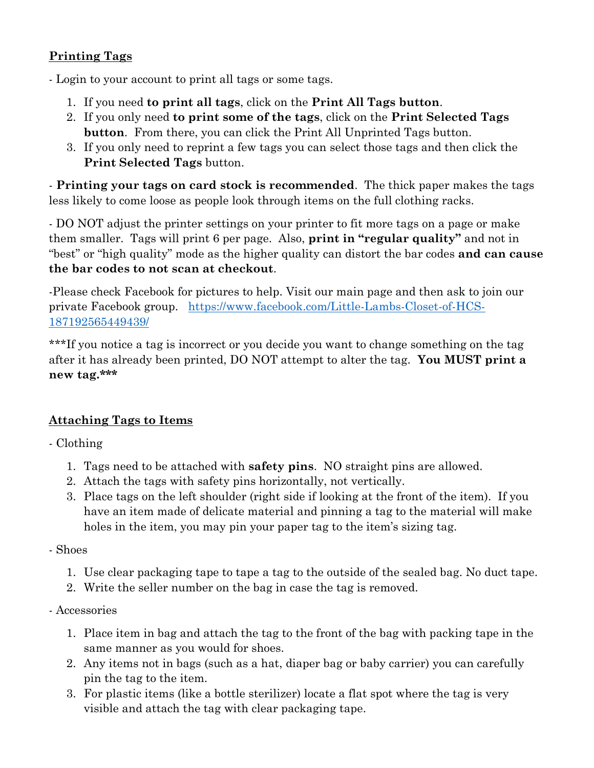## Printing Tags

- Login to your account to print all tags or some tags.

1. If you need **to print all tags**, click on the **Print All Tags button**.
2. If you only need **to print some of the tags**, click on the **Print Selected Tags button**. From there, you can click the Print All Unprinted Tags button.
3. If you only need to reprint a few tags you can select those tags and then click the **Print Selected Tags** button.

- **Printing your tags on card stock is recommended**. The thick paper makes the tags less likely to come loose as people look through items on the full clothing racks.

- DO NOT adjust the printer settings on your printer to fit more tags on a page or make them smaller. Tags will print 6 per page. Also, **print in "regular quality"** and not in "best" or "high quality" mode as the higher quality can distort the bar codes **and can cause the bar codes to not scan at checkout**.

-Please check Facebook for pictures to help. Visit our main page and then ask to join our private Facebook group. [https://www.facebook.com/Little-Lambs-Closet-of-HCS-187192565449439/](https://www.facebook.com/Little-Lambs-Closet-of-HCS-187192565449439/)

***If you notice a tag is incorrect or you decide you want to change something on the tag after it has already been printed, DO NOT attempt to alter the tag. **You MUST print a new tag.*****

## Attaching Tags to Items

- Clothing

1. Tags need to be attached with **safety pins**. NO straight pins are allowed.
2. Attach the tags with safety pins horizontally, not vertically.
3. Place tags on the left shoulder (right side if looking at the front of the item). If you have an item made of delicate material and pinning a tag to the material will make holes in the item, you may pin your paper tag to the item's sizing tag.

- Shoes

1. Use clear packaging tape to tape a tag to the outside of the sealed bag. No duct tape.
2. Write the seller number on the bag in case the tag is removed.

- Accessories

1. Place item in bag and attach the tag to the front of the bag with packing tape in the same manner as you would for shoes.
2. Any items not in bags (such as a hat, diaper bag or baby carrier) you can carefully pin the tag to the item.
3. For plastic items (like a bottle sterilizer) locate a flat spot where the tag is very visible and attach the tag with clear packaging tape.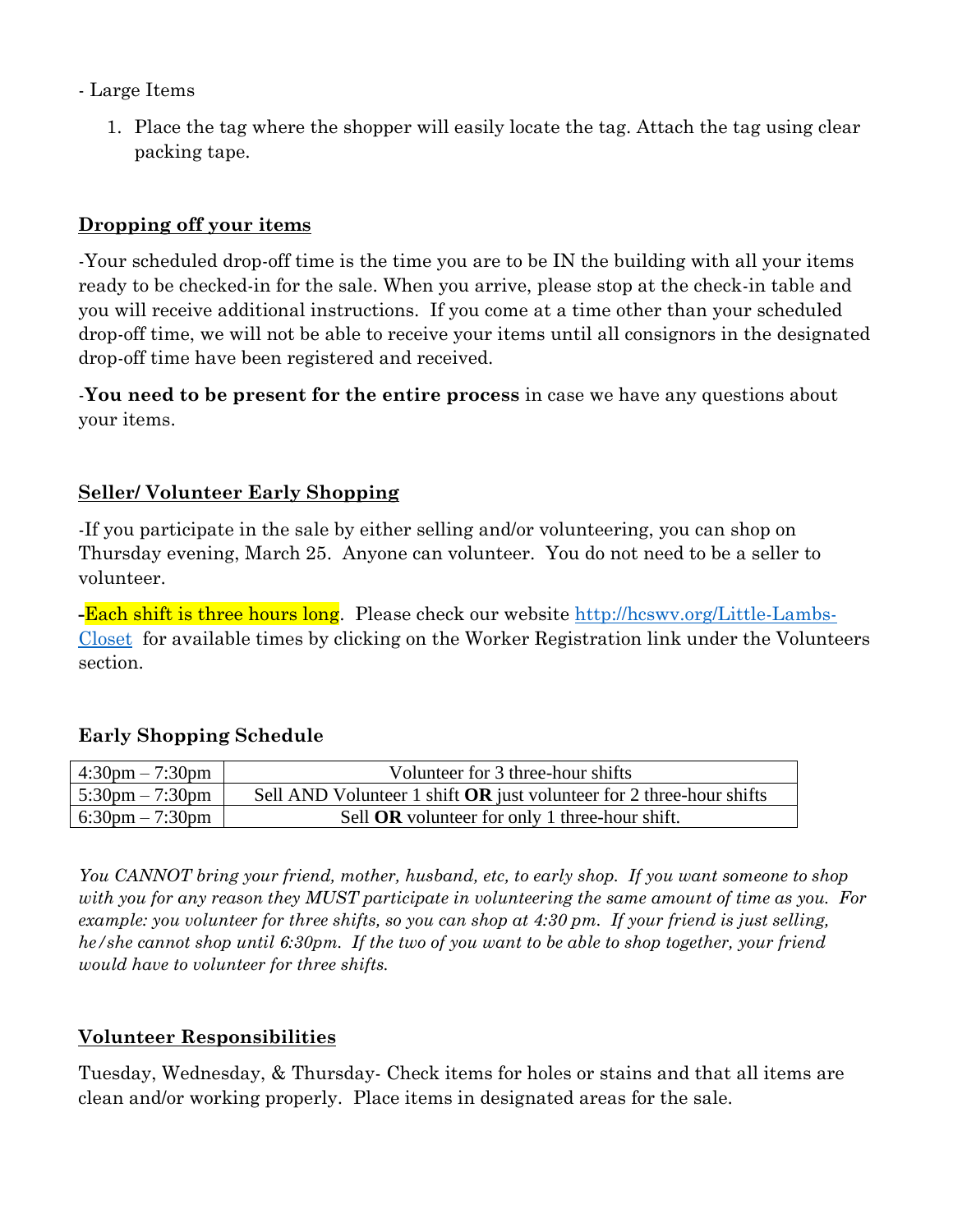- Large Items

1. Place the tag where the shopper will easily locate the tag. Attach the tag using clear packing tape.

**Dropping off your items**

-Your scheduled drop-off time is the time you are to be IN the building with all your items ready to be checked-in for the sale. When you arrive, please stop at the check-in table and you will receive additional instructions. If you come at a time other than your scheduled drop-off time, we will not be able to receive your items until all consignors in the designated drop-off time have been registered and received.

-**You need to be present for the entire process** in case we have any questions about your items.

**Seller/ Volunteer Early Shopping**

-If you participate in the sale by either selling and/or volunteering, you can shop on Thursday evening, March 25. Anyone can volunteer. You do not need to be a seller to volunteer.

-Each shift is three hours long. Please check our website [http://hcswv.org/Little-Lambs-Closet](http://hcswv.org/Little-Lambs-Closet) for available times by clicking on the Worker Registration link under the Volunteers section.

**Early Shopping Schedule**

| | |
|---|---|
| 4:30pm – 7:30pm | Volunteer for 3 three-hour shifts |
| 5:30pm – 7:30pm | Sell AND Volunteer 1 shift **OR** just volunteer for 2 three-hour shifts |
| 6:30pm – 7:30pm | Sell **OR** volunteer for only 1 three-hour shift. |

*You CANNOT bring your friend, mother, husband, etc, to early shop. If you want someone to shop with you for any reason they MUST participate in volunteering the same amount of time as you. For example: you volunteer for three shifts, so you can shop at 4:30 pm. If your friend is just selling, he/she cannot shop until 6:30pm. If the two of you want to be able to shop together, your friend would have to volunteer for three shifts.*

**Volunteer Responsibilities**

Tuesday, Wednesday, & Thursday- Check items for holes or stains and that all items are clean and/or working properly. Place items in designated areas for the sale.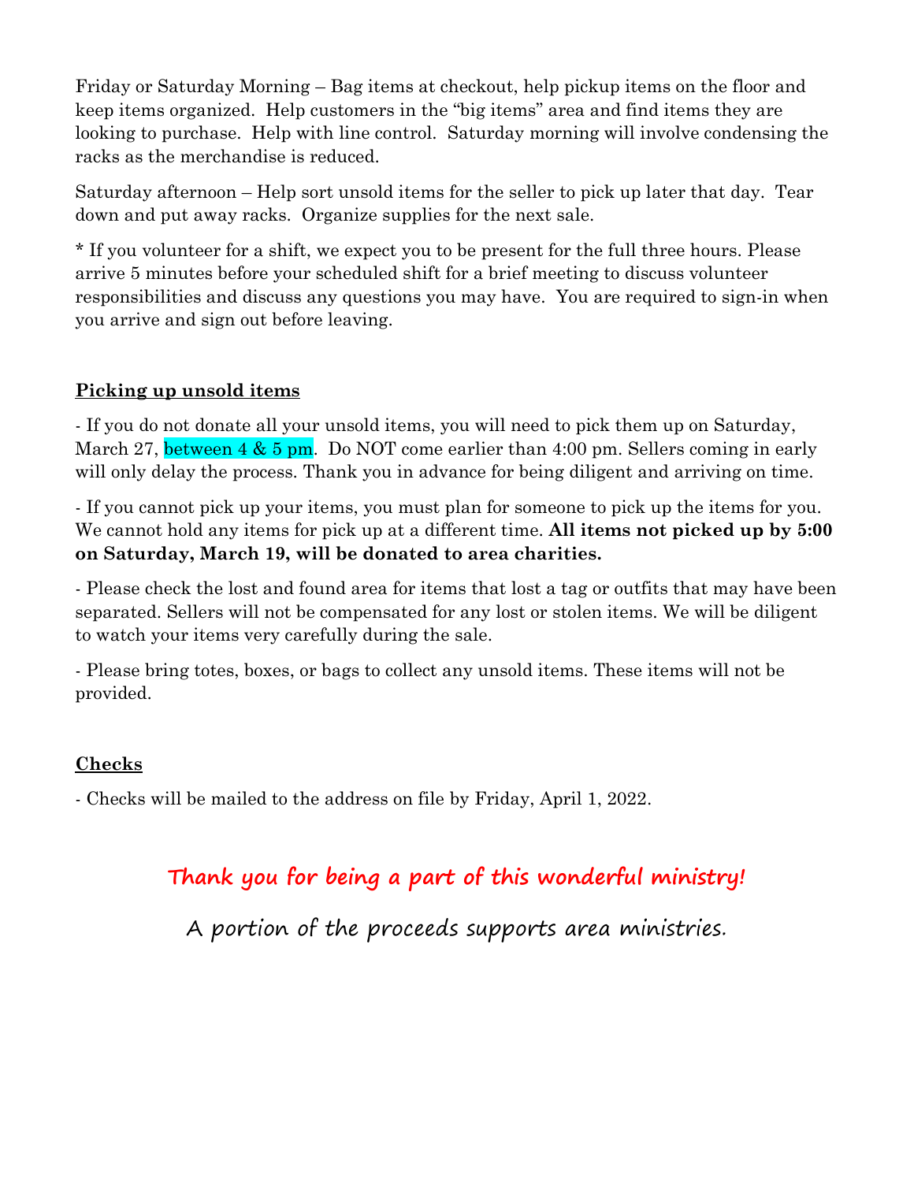Friday or Saturday Morning – Bag items at checkout, help pickup items on the floor and keep items organized. Help customers in the "big items" area and find items they are looking to purchase. Help with line control. Saturday morning will involve condensing the racks as the merchandise is reduced.

Saturday afternoon – Help sort unsold items for the seller to pick up later that day. Tear down and put away racks. Organize supplies for the next sale.

* If you volunteer for a shift, we expect you to be present for the full three hours. Please arrive 5 minutes before your scheduled shift for a brief meeting to discuss volunteer responsibilities and discuss any questions you may have. You are required to sign-in when you arrive and sign out before leaving.

## Picking up unsold items

- If you do not donate all your unsold items, you will need to pick them up on Saturday, March 27, between 4 & 5 pm. Do NOT come earlier than 4:00 pm. Sellers coming in early will only delay the process. Thank you in advance for being diligent and arriving on time.

- If you cannot pick up your items, you must plan for someone to pick up the items for you. We cannot hold any items for pick up at a different time. **All items not picked up by 5:00 on Saturday, March 19, will be donated to area charities.**

- Please check the lost and found area for items that lost a tag or outfits that may have been separated. Sellers will not be compensated for any lost or stolen items. We will be diligent to watch your items very carefully during the sale.

- Please bring totes, boxes, or bags to collect any unsold items. These items will not be provided.

## Checks

- Checks will be mailed to the address on file by Friday, April 1, 2022.

**Thank you for being a part of this wonderful ministry!**

A portion of the proceeds supports area ministries.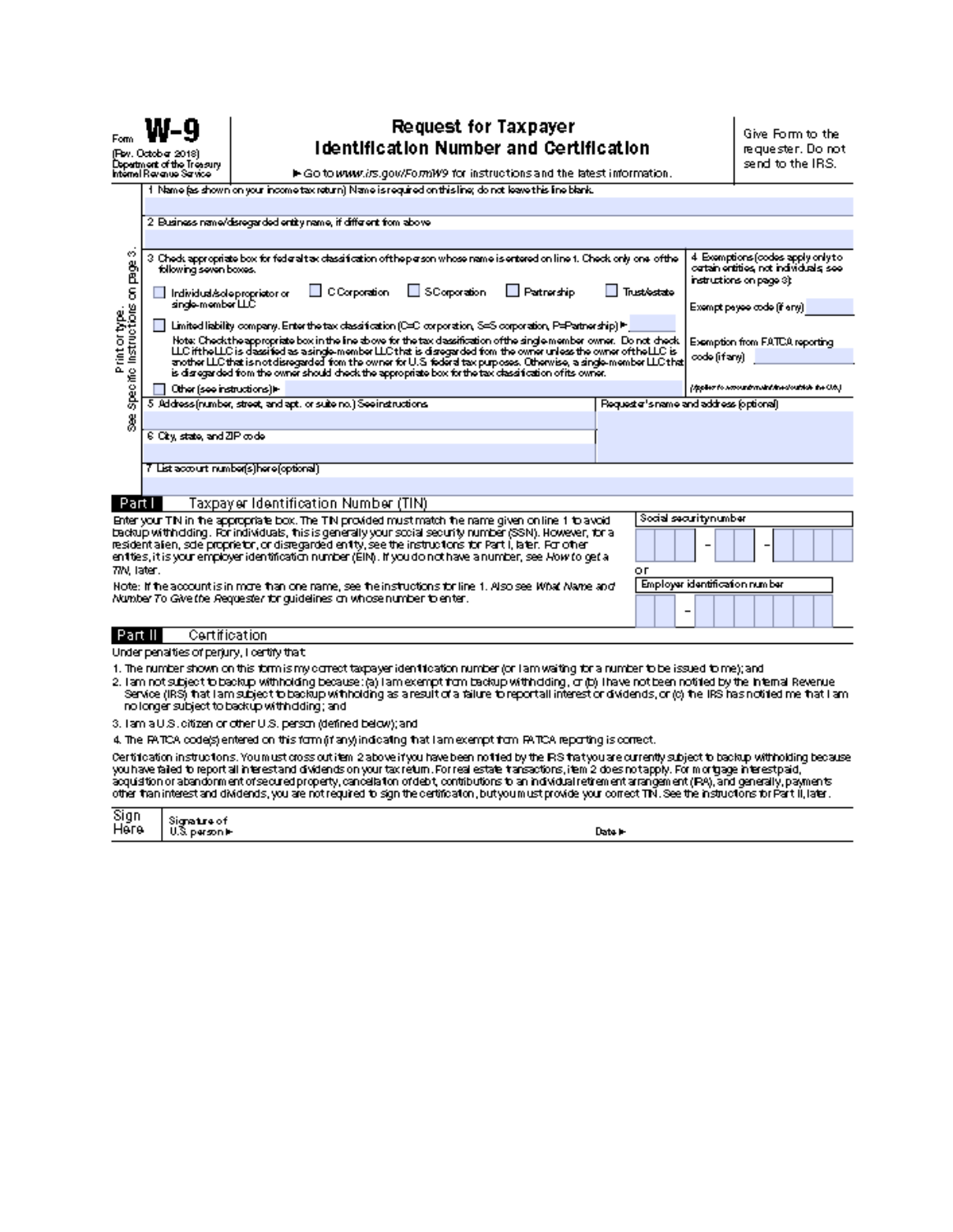Form **W-9**
(Rev. October 2018)
Department of the Treasury
Internal Revenue Service

# Request for Taxpayer Identification Number and Certification

▶ Go to *www.irs.gov/FormW9* for instructions and the latest information.

Give Form to the requester. Do not send to the IRS.

Print or type. See Specific Instructions on page 3.

1 Name (as shown on your income tax return). Name is required on this line; do not leave this line blank.

2 Business name/disregarded entity name, if different from above

3 Check appropriate box for federal tax classification of the person whose name is entered on line 1. Check only one of the following seven boxes.

☐ Individual/sole proprietor or single-member LLC ☐ C Corporation ☐ S Corporation ☐ Partnership ☐ Trust/estate

☐ Limited liability company. Enter the tax classification (C=C corporation, S=S corporation, P=Partnership) ▶

Note: Check the appropriate box in the line above for the tax classification of the single-member owner. Do not check LLC if the LLC is classified as a single-member LLC that is disregarded from the owner unless the owner of the LLC is another LLC that is not disregarded from the owner for U.S. federal tax purposes. Otherwise, a single-member LLC that is disregarded from the owner should check the appropriate box for the tax classification of its owner.

☐ Other (see instructions) ▶

4 Exemptions (codes apply only to certain entities, not individuals; see instructions on page 3):

Exempt payee code (if any)

Exemption from FATCA reporting code (if any)

*(Applies to accounts maintained outside the U.S.)*

5 Address (number, street, and apt. or suite no.) See instructions.

Requester's name and address (optional)

6 City, state, and ZIP code

7 List account number(s) here (optional)

## Part I Taxpayer Identification Number (TIN)

Enter your TIN in the appropriate box. The TIN provided must match the name given on line 1 to avoid backup withholding. For individuals, this is generally your social security number (SSN). However, for a resident alien, sole proprietor, or disregarded entity, see the instructions for Part I, later. For other entities, it is your employer identification number (EIN). If you do not have a number, see *How to get a TIN*, later.

Note: If the account is in more than one name, see the instructions for line 1. Also see *What Name and Number To Give the Requester* for guidelines on whose number to enter.

Social security number

☐☐☐ – ☐☐ – ☐☐☐☐

or

Employer identification number

☐☐ – ☐☐☐☐☐☐☐

## Part II Certification

Under penalties of perjury, I certify that:

1. The number shown on this form is my correct taxpayer identification number (or I am waiting for a number to be issued to me); and
2. I am not subject to backup withholding because: (a) I am exempt from backup withholding, or (b) I have not been notified by the Internal Revenue Service (IRS) that I am subject to backup withholding as a result of a failure to report all interest or dividends, or (c) the IRS has notified me that I am no longer subject to backup withholding; and
3. I am a U.S. citizen or other U.S. person (defined below); and
4. The FATCA code(s) entered on this form (if any) indicating that I am exempt from FATCA reporting is correct.

Certification instructions. You must cross out item 2 above if you have been notified by the IRS that you are currently subject to backup withholding because you have failed to report all interest and dividends on your tax return. For real estate transactions, item 2 does not apply. For mortgage interest paid, acquisition or abandonment of secured property, cancellation of debt, contributions to an individual retirement arrangement (IRA), and generally, payments other than interest and dividends, you are not required to sign the certification, but you must provide your correct TIN. See the instructions for Part II, later.

**Sign Here** Signature of U.S. person ▶ Date ▶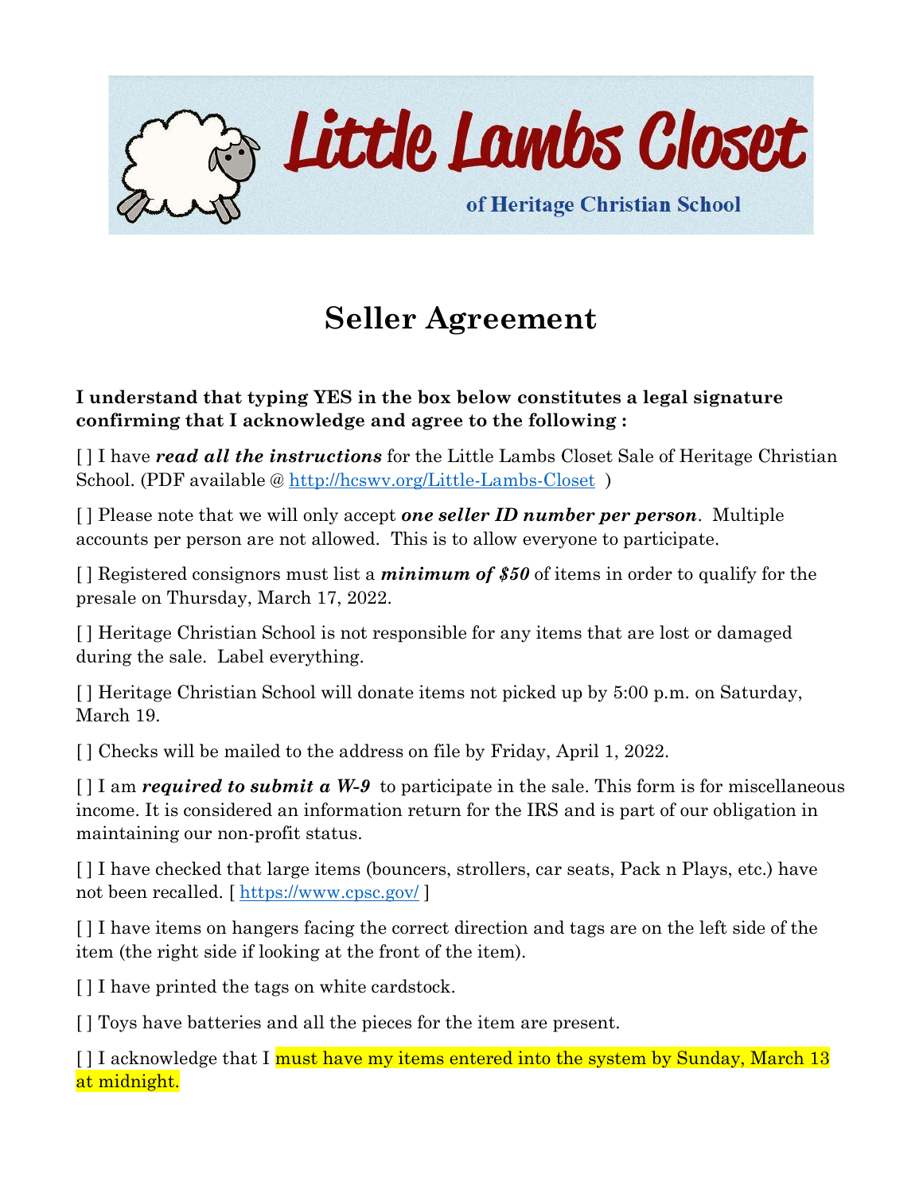# Little Lambs Closet

of Heritage Christian School

## Seller Agreement

**I understand that typing YES in the box below constitutes a legal signature confirming that I acknowledge and agree to the following :**

[ ] I have ***read all the instructions*** for the Little Lambs Closet Sale of Heritage Christian School. (PDF available @ http://hcswv.org/Little-Lambs-Closet )

[ ] Please note that we will only accept ***one seller ID number per person***. Multiple accounts per person are not allowed. This is to allow everyone to participate.

[ ] Registered consignors must list a ***minimum of $50*** of items in order to qualify for the presale on Thursday, March 17, 2022.

[ ] Heritage Christian School is not responsible for any items that are lost or damaged during the sale. Label everything.

[ ] Heritage Christian School will donate items not picked up by 5:00 p.m. on Saturday, March 19.

[ ] Checks will be mailed to the address on file by Friday, April 1, 2022.

[ ] I am ***required to submit a W-9*** to participate in the sale. This form is for miscellaneous income. It is considered an information return for the IRS and is part of our obligation in maintaining our non-profit status.

[ ] I have checked that large items (bouncers, strollers, car seats, Pack n Plays, etc.) have not been recalled. [ https://www.cpsc.gov/ ]

[ ] I have items on hangers facing the correct direction and tags are on the left side of the item (the right side if looking at the front of the item).

[ ] I have printed the tags on white cardstock.

[ ] Toys have batteries and all the pieces for the item are present.

[ ] I acknowledge that I must have my items entered into the system by Sunday, March 13 at midnight.